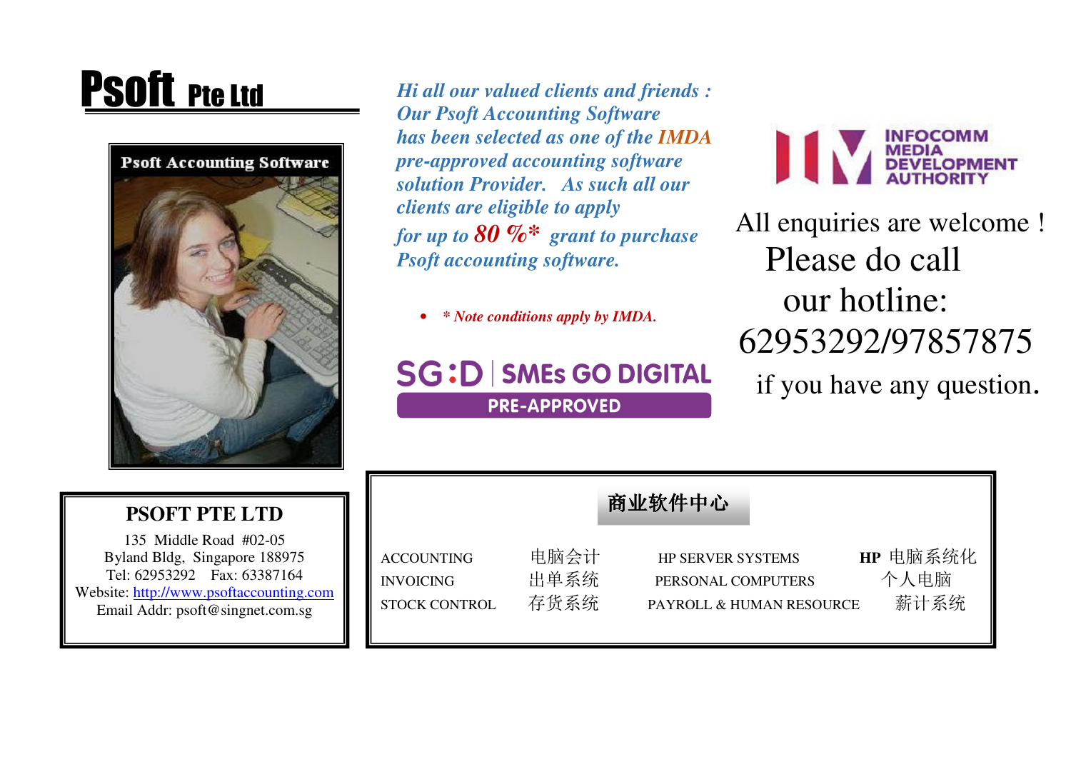# Psoft Pte Ltd

Psoft Accounting Software

*Hi all our valued clients and friends : Our Psoft Accounting Software has been selected as one of the IMDA pre-approved accounting software solution Provider. As such all our clients are eligible to apply for up to **80 %*** grant to purchase Psoft accounting software.*

- *\* Note conditions apply by IMDA.*

SG:D | SMEs GO DIGITAL
PRE-APPROVED

INFOCOMM MEDIA DEVELOPMENT AUTHORITY

All enquiries are welcome !
Please do call our hotline:
62953292/97857875
if you have any question.

**PSOFT PTE LTD**

135 Middle Road #02-05
Byland Bldg, Singapore 188975
Tel: 62953292 Fax: 63387164
Website: http://www.psoftaccounting.com
Email Addr: psoft@singnet.com.sg

**商业软件中心**

| | | | |
|---|---|---|---|
| ACCOUNTING | 电脑会计 | HP SERVER SYSTEMS | **HP** 电脑系统化 |
| INVOICING | 出单系统 | PERSONAL COMPUTERS | 个人电脑 |
| STOCK CONTROL | 存货系统 | PAYROLL & HUMAN RESOURCE | 薪计系统 |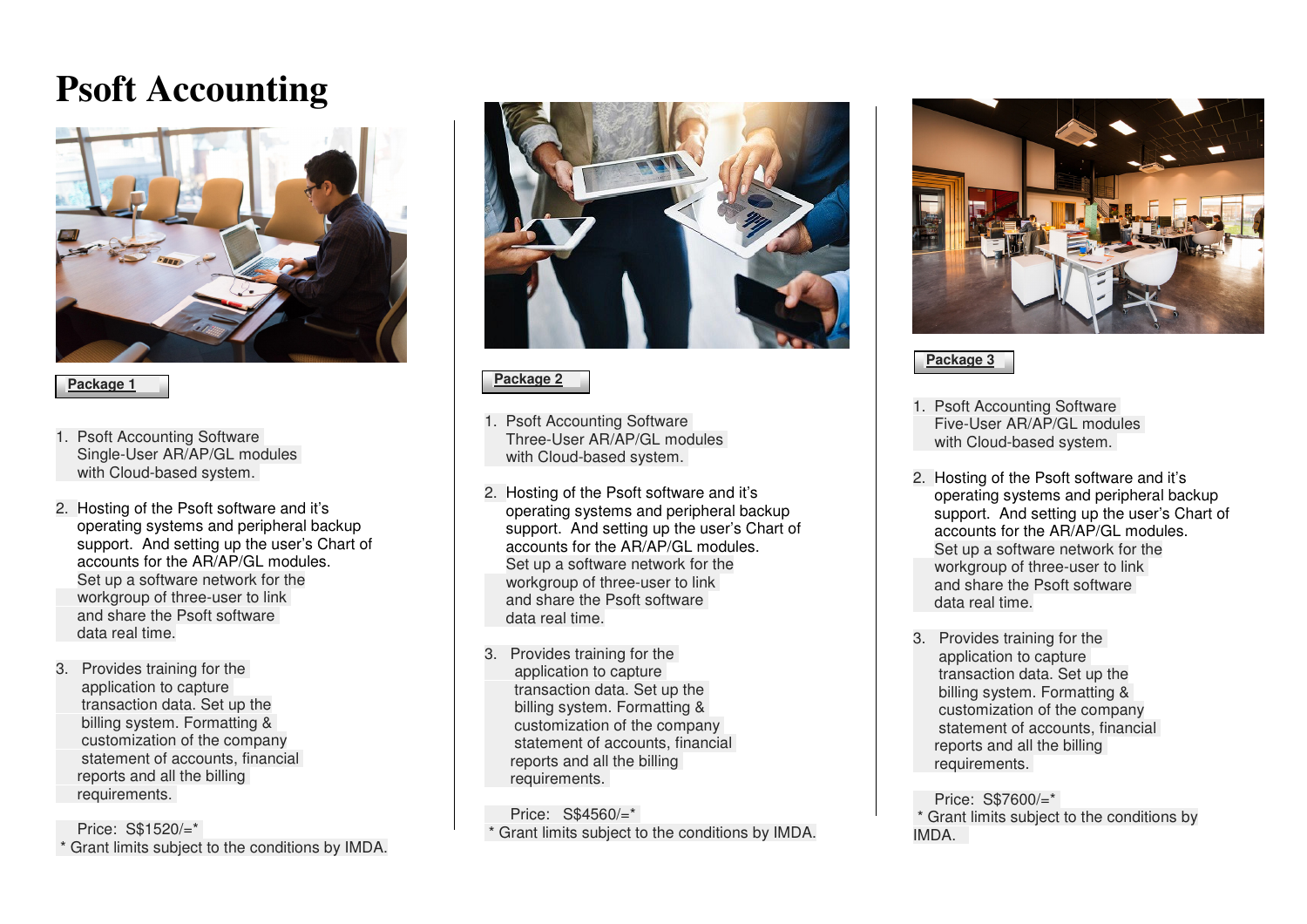# Psoft Accounting

## Package 1

1. Psoft Accounting Software
   Single-User AR/AP/GL modules
   with Cloud-based system.

2. Hosting of the Psoft software and it's operating systems and peripheral backup support. And setting up the user's Chart of accounts for the AR/AP/GL modules.
   Set up a software network for the workgroup of three-user to link and share the Psoft software data real time.

3. Provides training for the application to capture transaction data. Set up the billing system. Formatting & customization of the company statement of accounts, financial reports and all the billing requirements.

Price: S$1520/=*
\* Grant limits subject to the conditions by IMDA.

## Package 2

1. Psoft Accounting Software
   Three-User AR/AP/GL modules
   with Cloud-based system.

2. Hosting of the Psoft software and it's operating systems and peripheral backup support. And setting up the user's Chart of accounts for the AR/AP/GL modules.
   Set up a software network for the workgroup of three-user to link and share the Psoft software data real time.

3. Provides training for the application to capture transaction data. Set up the billing system. Formatting & customization of the company statement of accounts, financial reports and all the billing requirements.

Price: S$4560/=*
\* Grant limits subject to the conditions by IMDA.

## Package 3

1. Psoft Accounting Software
   Five-User AR/AP/GL modules
   with Cloud-based system.

2. Hosting of the Psoft software and it's operating systems and peripheral backup support. And setting up the user's Chart of accounts for the AR/AP/GL modules.
   Set up a software network for the workgroup of three-user to link and share the Psoft software data real time.

3. Provides training for the application to capture transaction data. Set up the billing system. Formatting & customization of the company statement of accounts, financial reports and all the billing requirements.

Price: S$7600/=*
\* Grant limits subject to the conditions by IMDA.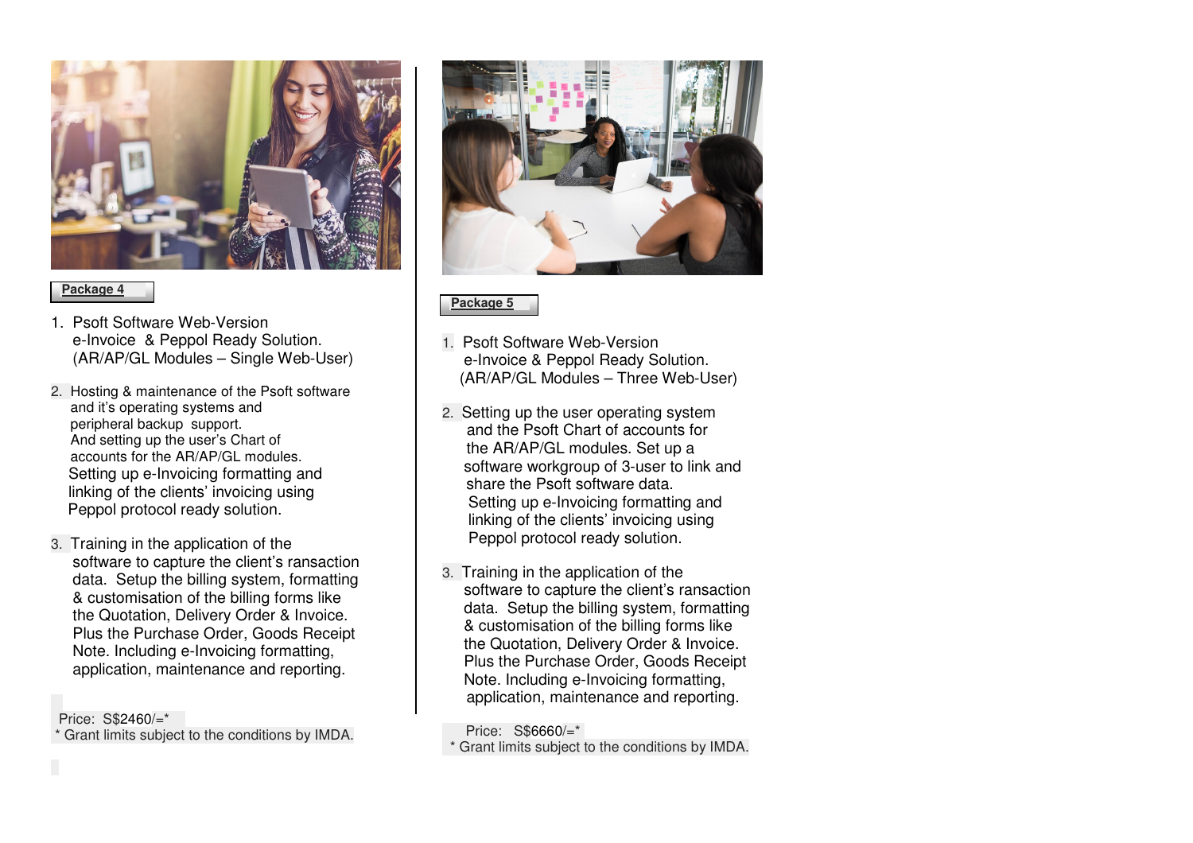**Package 4**

1. Psoft Software Web-Version e-Invoice & Peppol Ready Solution. (AR/AP/GL Modules – Single Web-User)

2. Hosting & maintenance of the Psoft software and it's operating systems and peripheral backup support. And setting up the user's Chart of accounts for the AR/AP/GL modules. Setting up e-Invoicing formatting and linking of the clients' invoicing using Peppol protocol ready solution.

3. Training in the application of the software to capture the client's ransaction data. Setup the billing system, formatting & customisation of the billing forms like the Quotation, Delivery Order & Invoice. Plus the Purchase Order, Goods Receipt Note. Including e-Invoicing formatting, application, maintenance and reporting.

Price: S$2460/=*

* Grant limits subject to the conditions by IMDA.

**Package 5**

1. Psoft Software Web-Version e-Invoice & Peppol Ready Solution. (AR/AP/GL Modules – Three Web-User)

2. Setting up the user operating system and the Psoft Chart of accounts for the AR/AP/GL modules. Set up a software workgroup of 3-user to link and share the Psoft software data. Setting up e-Invoicing formatting and linking of the clients' invoicing using Peppol protocol ready solution.

3. Training in the application of the software to capture the client's ransaction data. Setup the billing system, formatting & customisation of the billing forms like the Quotation, Delivery Order & Invoice. Plus the Purchase Order, Goods Receipt Note. Including e-Invoicing formatting, application, maintenance and reporting.

Price: S$6660/=*

* Grant limits subject to the conditions by IMDA.